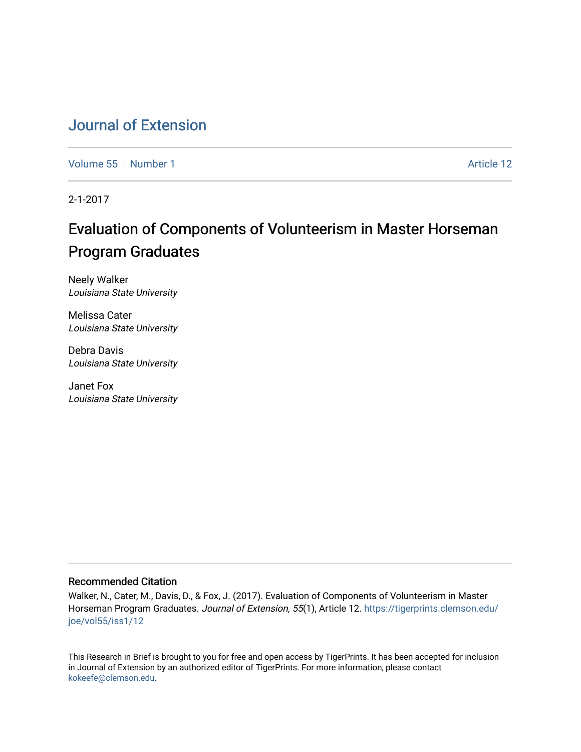# Journal of Extension

Volume 55 | Number 1 Article 12

2-1-2017

## Evaluation of Components of Volunteerism in Master Horseman Program Graduates

Neely Walker
*Louisiana State University*

Melissa Cater
*Louisiana State University*

Debra Davis
*Louisiana State University*

Janet Fox
*Louisiana State University*

### Recommended Citation

Walker, N., Cater, M., Davis, D., & Fox, J. (2017). Evaluation of Components of Volunteerism in Master Horseman Program Graduates. *Journal of Extension, 55*(1), Article 12. https://tigerprints.clemson.edu/joe/vol55/iss1/12

This Research in Brief is brought to you for free and open access by TigerPrints. It has been accepted for inclusion in Journal of Extension by an authorized editor of TigerPrints. For more information, please contact kokeefe@clemson.edu.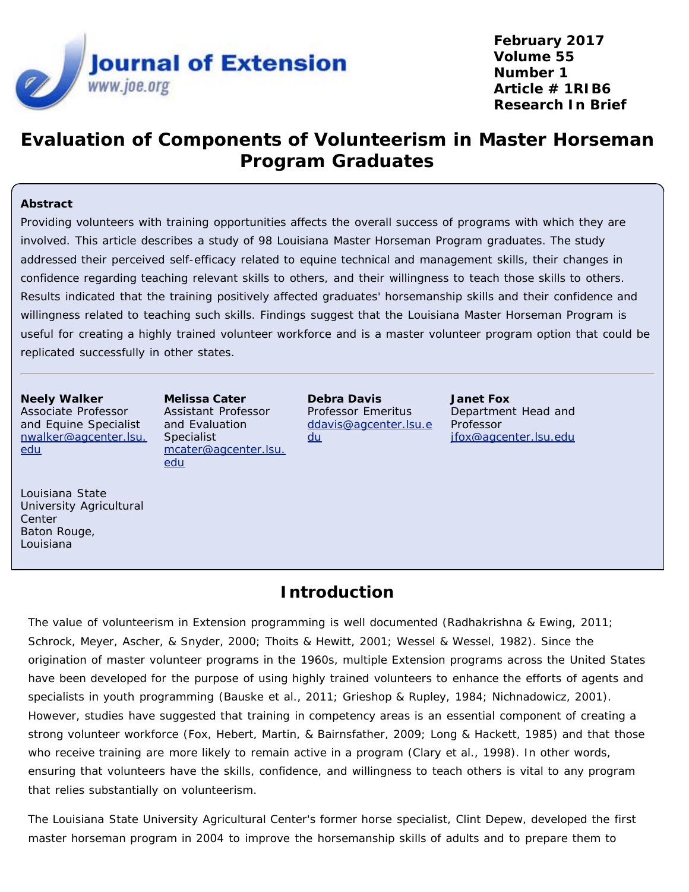# Evaluation of Components of Volunteerism in Master Horseman Program Graduates

**Abstract**

Providing volunteers with training opportunities affects the overall success of programs with which they are involved. This article describes a study of 98 Louisiana Master Horseman Program graduates. The study addressed their perceived self-efficacy related to equine technical and management skills, their changes in confidence regarding teaching relevant skills to others, and their willingness to teach those skills to others. Results indicated that the training positively affected graduates' horsemanship skills and their confidence and willingness related to teaching such skills. Findings suggest that the Louisiana Master Horseman Program is useful for creating a highly trained volunteer workforce and is a master volunteer program option that could be replicated successfully in other states.

**Neely Walker**
Associate Professor and Equine Specialist
nwalker@agcenter.lsu.edu

**Melissa Cater**
Assistant Professor and Evaluation Specialist
mcater@agcenter.lsu.edu

**Debra Davis**
Professor Emeritus
ddavis@agcenter.lsu.edu

**Janet Fox**
Department Head and Professor
jfox@agcenter.lsu.edu

Louisiana State University Agricultural Center
Baton Rouge, Louisiana

## Introduction

The value of volunteerism in Extension programming is well documented (Radhakrishna & Ewing, 2011; Schrock, Meyer, Ascher, & Snyder, 2000; Thoits & Hewitt, 2001; Wessel & Wessel, 1982). Since the origination of master volunteer programs in the 1960s, multiple Extension programs across the United States have been developed for the purpose of using highly trained volunteers to enhance the efforts of agents and specialists in youth programming (Bauske et al., 2011; Grieshop & Rupley, 1984; Nichnadowicz, 2001). However, studies have suggested that training in competency areas is an essential component of creating a strong volunteer workforce (Fox, Hebert, Martin, & Bairnsfather, 2009; Long & Hackett, 1985) and that those who receive training are more likely to remain active in a program (Clary et al., 1998). In other words, ensuring that volunteers have the skills, confidence, and willingness to teach others is vital to any program that relies substantially on volunteerism.

The Louisiana State University Agricultural Center's former horse specialist, Clint Depew, developed the first master horseman program in 2004 to improve the horsemanship skills of adults and to prepare them to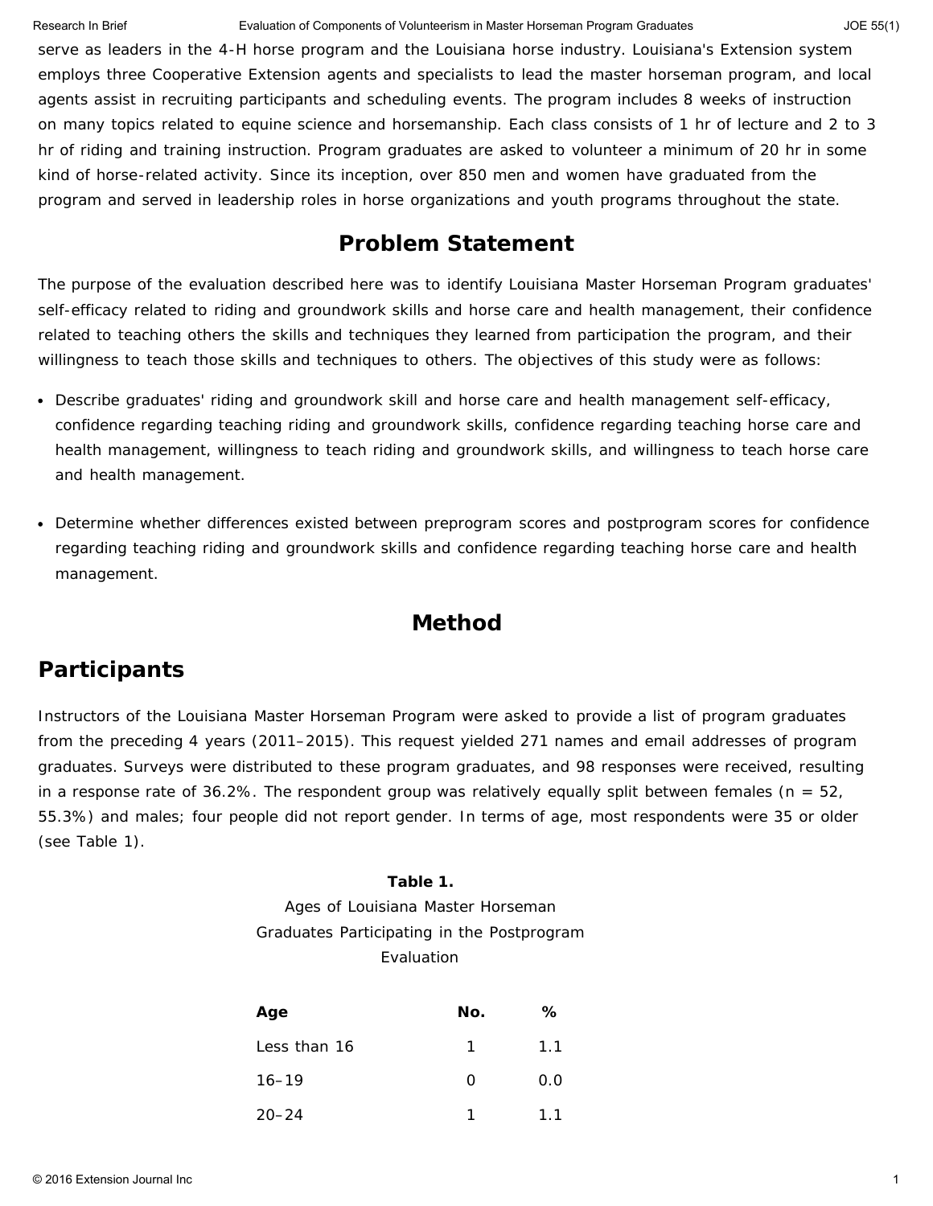serve as leaders in the 4-H horse program and the Louisiana horse industry. Louisiana's Extension system employs three Cooperative Extension agents and specialists to lead the master horseman program, and local agents assist in recruiting participants and scheduling events. The program includes 8 weeks of instruction on many topics related to equine science and horsemanship. Each class consists of 1 hr of lecture and 2 to 3 hr of riding and training instruction. Program graduates are asked to volunteer a minimum of 20 hr in some kind of horse-related activity. Since its inception, over 850 men and women have graduated from the program and served in leadership roles in horse organizations and youth programs throughout the state.

## Problem Statement

The purpose of the evaluation described here was to identify Louisiana Master Horseman Program graduates' self-efficacy related to riding and groundwork skills and horse care and health management, their confidence related to teaching others the skills and techniques they learned from participation the program, and their willingness to teach those skills and techniques to others. The objectives of this study were as follows:

- Describe graduates' riding and groundwork skill and horse care and health management self-efficacy, confidence regarding teaching riding and groundwork skills, confidence regarding teaching horse care and health management, willingness to teach riding and groundwork skills, and willingness to teach horse care and health management.
- Determine whether differences existed between preprogram scores and postprogram scores for confidence regarding teaching riding and groundwork skills and confidence regarding teaching horse care and health management.

## Method

## Participants

Instructors of the Louisiana Master Horseman Program were asked to provide a list of program graduates from the preceding 4 years (2011–2015). This request yielded 271 names and email addresses of program graduates. Surveys were distributed to these program graduates, and 98 responses were received, resulting in a response rate of 36.2%. The respondent group was relatively equally split between females ($n$ = 52, 55.3%) and males; four people did not report gender. In terms of age, most respondents were 35 or older (see Table 1).

**Table 1.**
Ages of Louisiana Master Horseman Graduates Participating in the Postprogram Evaluation

| Age | No. | % |
|---|---|---|
| Less than 16 | 1 | 1.1 |
| 16–19 | 0 | 0.0 |
| 20–24 | 1 | 1.1 |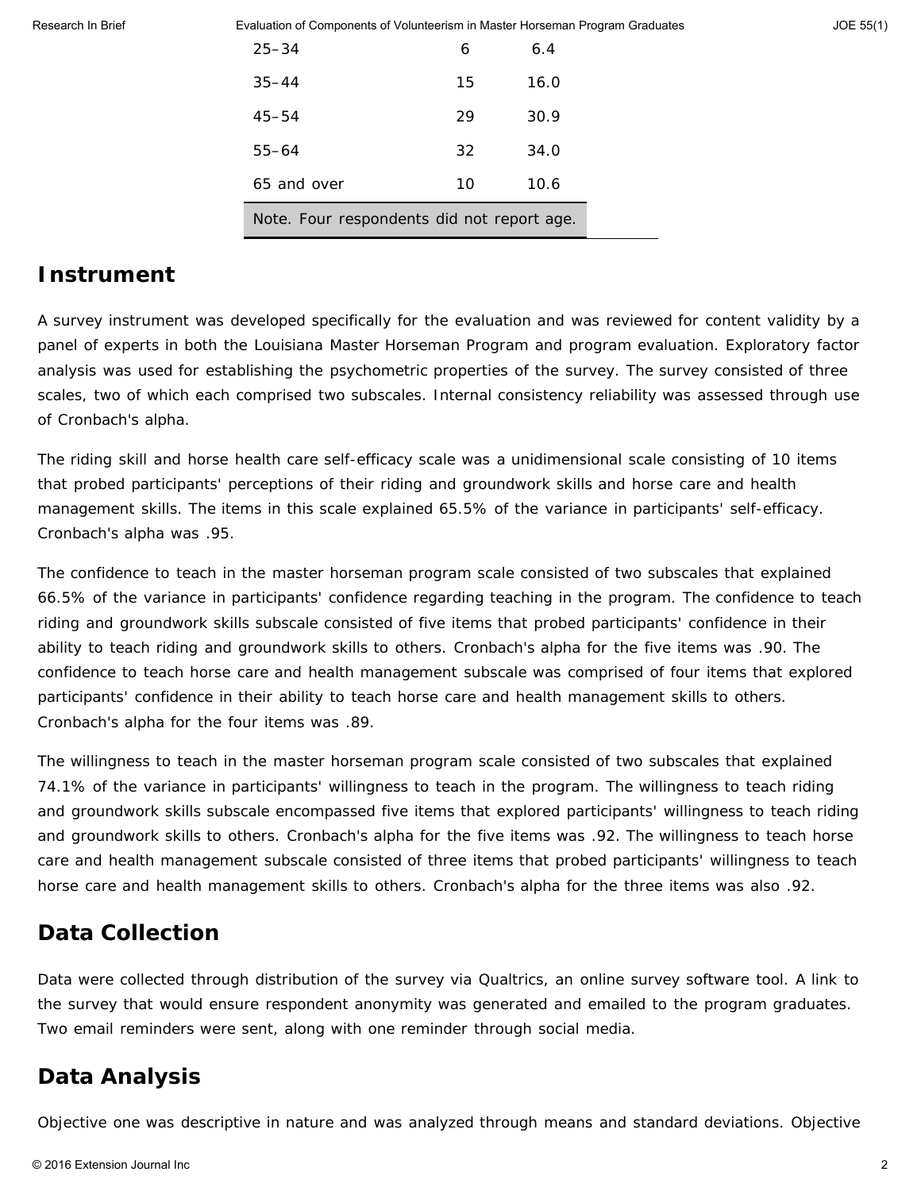| | | |
|---|---|---|
| 25–34 | 6 | 6.4 |
| 35–44 | 15 | 16.0 |
| 45–54 | 29 | 30.9 |
| 55–64 | 32 | 34.0 |
| 65 and over | 10 | 10.6 |

Note. Four respondents did not report age.

## Instrument

A survey instrument was developed specifically for the evaluation and was reviewed for content validity by a panel of experts in both the Louisiana Master Horseman Program and program evaluation. Exploratory factor analysis was used for establishing the psychometric properties of the survey. The survey consisted of three scales, two of which each comprised two subscales. Internal consistency reliability was assessed through use of Cronbach's alpha.

The riding skill and horse health care self-efficacy scale was a unidimensional scale consisting of 10 items that probed participants' perceptions of their riding and groundwork skills and horse care and health management skills. The items in this scale explained 65.5% of the variance in participants' self-efficacy. Cronbach's alpha was .95.

The confidence to teach in the master horseman program scale consisted of two subscales that explained 66.5% of the variance in participants' confidence regarding teaching in the program. The confidence to teach riding and groundwork skills subscale consisted of five items that probed participants' confidence in their ability to teach riding and groundwork skills to others. Cronbach's alpha for the five items was .90. The confidence to teach horse care and health management subscale was comprised of four items that explored participants' confidence in their ability to teach horse care and health management skills to others. Cronbach's alpha for the four items was .89.

The willingness to teach in the master horseman program scale consisted of two subscales that explained 74.1% of the variance in participants' willingness to teach in the program. The willingness to teach riding and groundwork skills subscale encompassed five items that explored participants' willingness to teach riding and groundwork skills to others. Cronbach's alpha for the five items was .92. The willingness to teach horse care and health management subscale consisted of three items that probed participants' willingness to teach horse care and health management skills to others. Cronbach's alpha for the three items was also .92.

## Data Collection

Data were collected through distribution of the survey via Qualtrics, an online survey software tool. A link to the survey that would ensure respondent anonymity was generated and emailed to the program graduates. Two email reminders were sent, along with one reminder through social media.

## Data Analysis

Objective one was descriptive in nature and was analyzed through means and standard deviations. Objective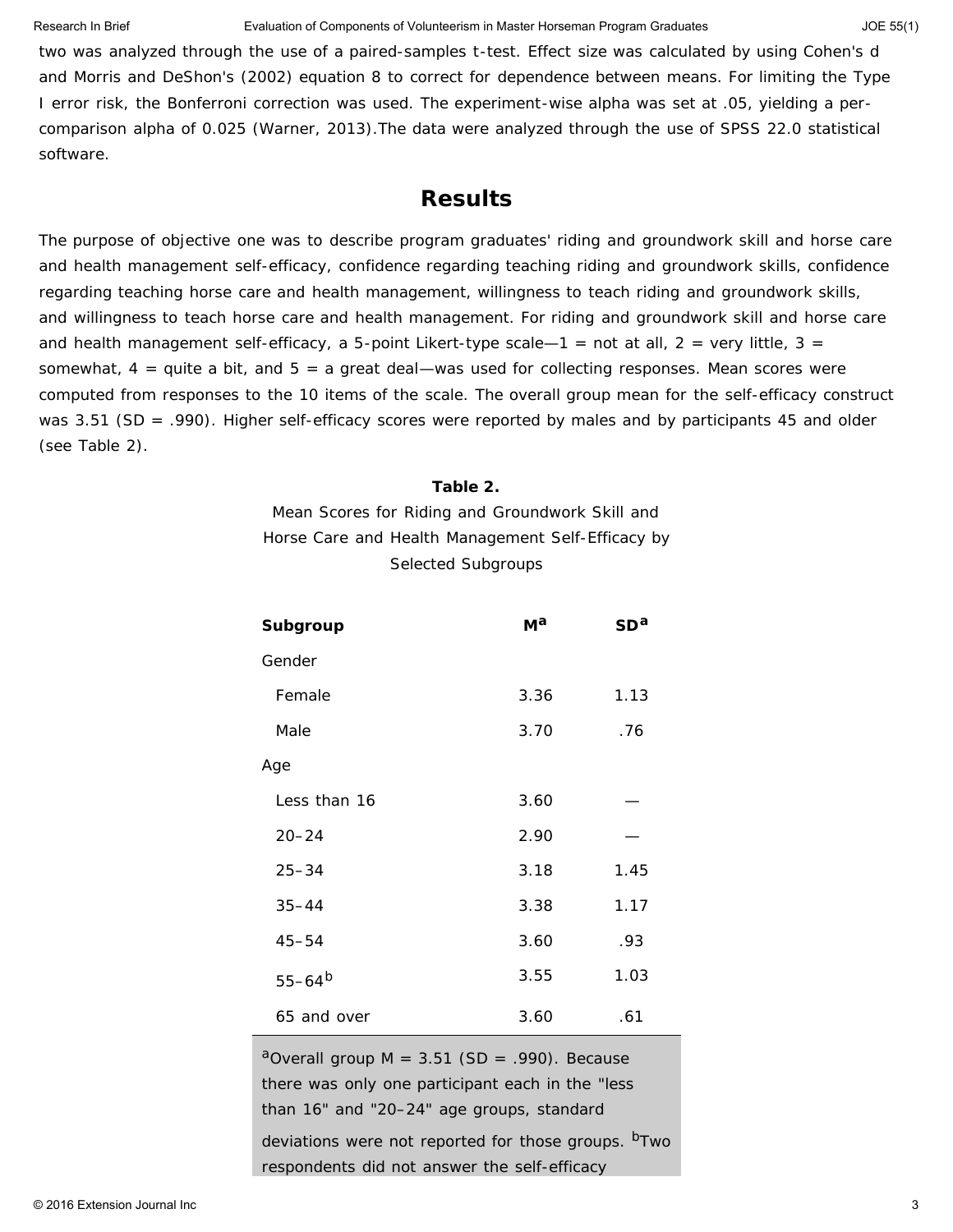two was analyzed through the use of a paired-samples t-test. Effect size was calculated by using Cohen's d and Morris and DeShon's (2002) equation 8 to correct for dependence between means. For limiting the Type I error risk, the Bonferroni correction was used. The experiment-wise alpha was set at .05, yielding a per-comparison alpha of 0.025 (Warner, 2013).The data were analyzed through the use of SPSS 22.0 statistical software.

## Results

The purpose of objective one was to describe program graduates' riding and groundwork skill and horse care and health management self-efficacy, confidence regarding teaching riding and groundwork skills, confidence regarding teaching horse care and health management, willingness to teach riding and groundwork skills, and willingness to teach horse care and health management. For riding and groundwork skill and horse care and health management self-efficacy, a 5-point Likert-type scale—1 = not at all, 2 = very little, 3 = somewhat, 4 = quite a bit, and 5 = a great deal—was used for collecting responses. Mean scores were computed from responses to the 10 items of the scale. The overall group mean for the self-efficacy construct was 3.51 (SD = .990). Higher self-efficacy scores were reported by males and by participants 45 and older (see Table 2).

**Table 2.**

Mean Scores for Riding and Groundwork Skill and Horse Care and Health Management Self-Efficacy by Selected Subgroups

| Subgroup | M[a] | SD[a] |
|---|---|---|
| Gender | | |
| Female | 3.36 | 1.13 |
| Male | 3.70 | .76 |
| Age | | |
| Less than 16 | 3.60 | — |
| 20–24 | 2.90 | — |
| 25–34 | 3.18 | 1.45 |
| 35–44 | 3.38 | 1.17 |
| 45–54 | 3.60 | .93 |
| 55–64[b] | 3.55 | 1.03 |
| 65 and over | 3.60 | .61 |

[a]Overall group M = 3.51 (SD = .990). Because there was only one participant each in the "less than 16" and "20–24" age groups, standard deviations were not reported for those groups. [b]Two respondents did not answer the self-efficacy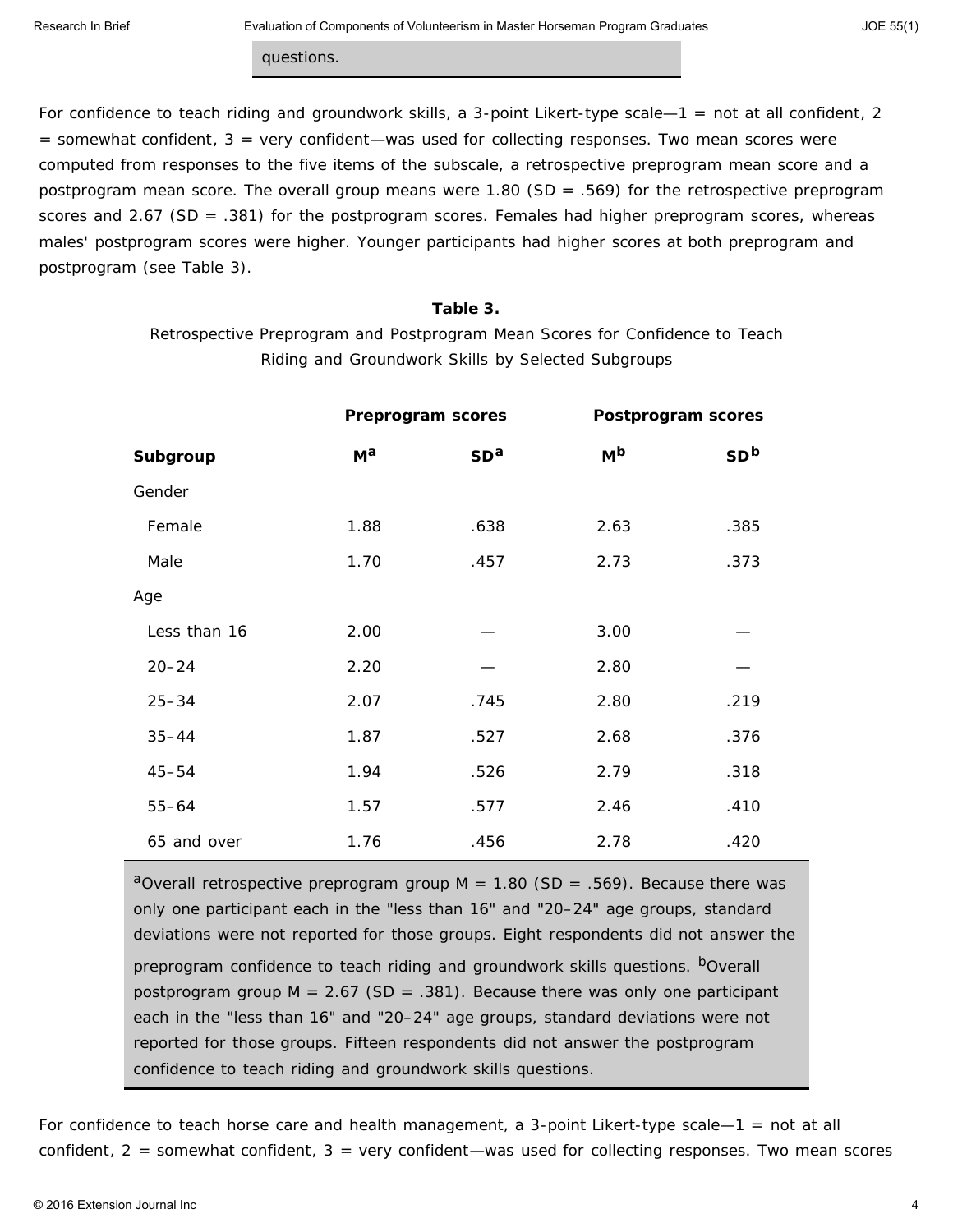questions.

For confidence to teach riding and groundwork skills, a 3-point Likert-type scale—1 = not at all confident, 2 = somewhat confident, 3 = very confident—was used for collecting responses. Two mean scores were computed from responses to the five items of the subscale, a retrospective preprogram mean score and a postprogram mean score. The overall group means were 1.80 (SD = .569) for the retrospective preprogram scores and 2.67 (SD = .381) for the postprogram scores. Females had higher preprogram scores, whereas males' postprogram scores were higher. Younger participants had higher scores at both preprogram and postprogram (see Table 3).

**Table 3.**

Retrospective Preprogram and Postprogram Mean Scores for Confidence to Teach Riding and Groundwork Skills by Selected Subgroups

| | Preprogram scores | | Postprogram scores | |
|---|---|---|---|---|
| **Subgroup** | **M[a]** | **SD[a]** | **M[b]** | **SD[b]** |
| Gender | | | | |
| Female | 1.88 | .638 | 2.63 | .385 |
| Male | 1.70 | .457 | 2.73 | .373 |
| Age | | | | |
| Less than 16 | 2.00 | — | 3.00 | — |
| 20–24 | 2.20 | — | 2.80 | — |
| 25–34 | 2.07 | .745 | 2.80 | .219 |
| 35–44 | 1.87 | .527 | 2.68 | .376 |
| 45–54 | 1.94 | .526 | 2.79 | .318 |
| 55–64 | 1.57 | .577 | 2.46 | .410 |
| 65 and over | 1.76 | .456 | 2.78 | .420 |

[a]Overall retrospective preprogram group M = 1.80 (SD = .569). Because there was only one participant each in the "less than 16" and "20–24" age groups, standard deviations were not reported for those groups. Eight respondents did not answer the preprogram confidence to teach riding and groundwork skills questions. [b]Overall postprogram group M = 2.67 (SD = .381). Because there was only one participant each in the "less than 16" and "20–24" age groups, standard deviations were not reported for those groups. Fifteen respondents did not answer the postprogram confidence to teach riding and groundwork skills questions.

For confidence to teach horse care and health management, a 3-point Likert-type scale—1 = not at all confident, 2 = somewhat confident, 3 = very confident—was used for collecting responses. Two mean scores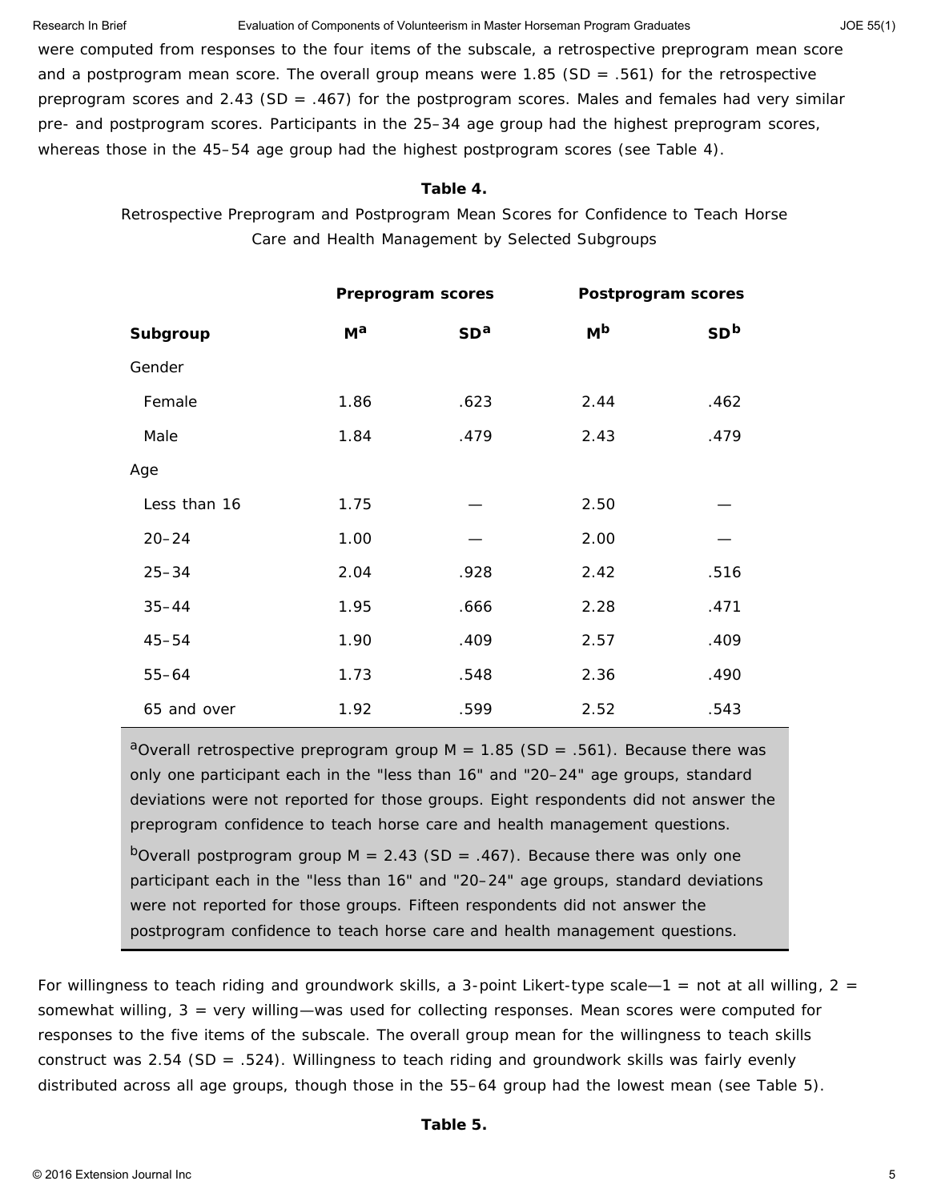were computed from responses to the four items of the subscale, a retrospective preprogram mean score and a postprogram mean score. The overall group means were 1.85 (SD = .561) for the retrospective preprogram scores and 2.43 (SD = .467) for the postprogram scores. Males and females had very similar pre- and postprogram scores. Participants in the 25–34 age group had the highest preprogram scores, whereas those in the 45–54 age group had the highest postprogram scores (see Table 4).

**Table 4.**

Retrospective Preprogram and Postprogram Mean Scores for Confidence to Teach Horse Care and Health Management by Selected Subgroups

| | Preprogram scores | | Postprogram scores | |
|---|---|---|---|---|
| **Subgroup** | **M[a]** | **SD[a]** | **M[b]** | **SD[b]** |
| Gender | | | | |
| Female | 1.86 | .623 | 2.44 | .462 |
| Male | 1.84 | .479 | 2.43 | .479 |
| Age | | | | |
| Less than 16 | 1.75 | — | 2.50 | — |
| 20–24 | 1.00 | — | 2.00 | — |
| 25–34 | 2.04 | .928 | 2.42 | .516 |
| 35–44 | 1.95 | .666 | 2.28 | .471 |
| 45–54 | 1.90 | .409 | 2.57 | .409 |
| 55–64 | 1.73 | .548 | 2.36 | .490 |
| 65 and over | 1.92 | .599 | 2.52 | .543 |

[a]Overall retrospective preprogram group M = 1.85 (SD = .561). Because there was only one participant each in the "less than 16" and "20–24" age groups, standard deviations were not reported for those groups. Eight respondents did not answer the preprogram confidence to teach horse care and health management questions.

[b]Overall postprogram group M = 2.43 (SD = .467). Because there was only one participant each in the "less than 16" and "20–24" age groups, standard deviations were not reported for those groups. Fifteen respondents did not answer the postprogram confidence to teach horse care and health management questions.

For willingness to teach riding and groundwork skills, a 3-point Likert-type scale—1 = not at all willing, 2 = somewhat willing, 3 = very willing—was used for collecting responses. Mean scores were computed for responses to the five items of the subscale. The overall group mean for the willingness to teach skills construct was 2.54 (SD = .524). Willingness to teach riding and groundwork skills was fairly evenly distributed across all age groups, though those in the 55–64 group had the lowest mean (see Table 5).

**Table 5.**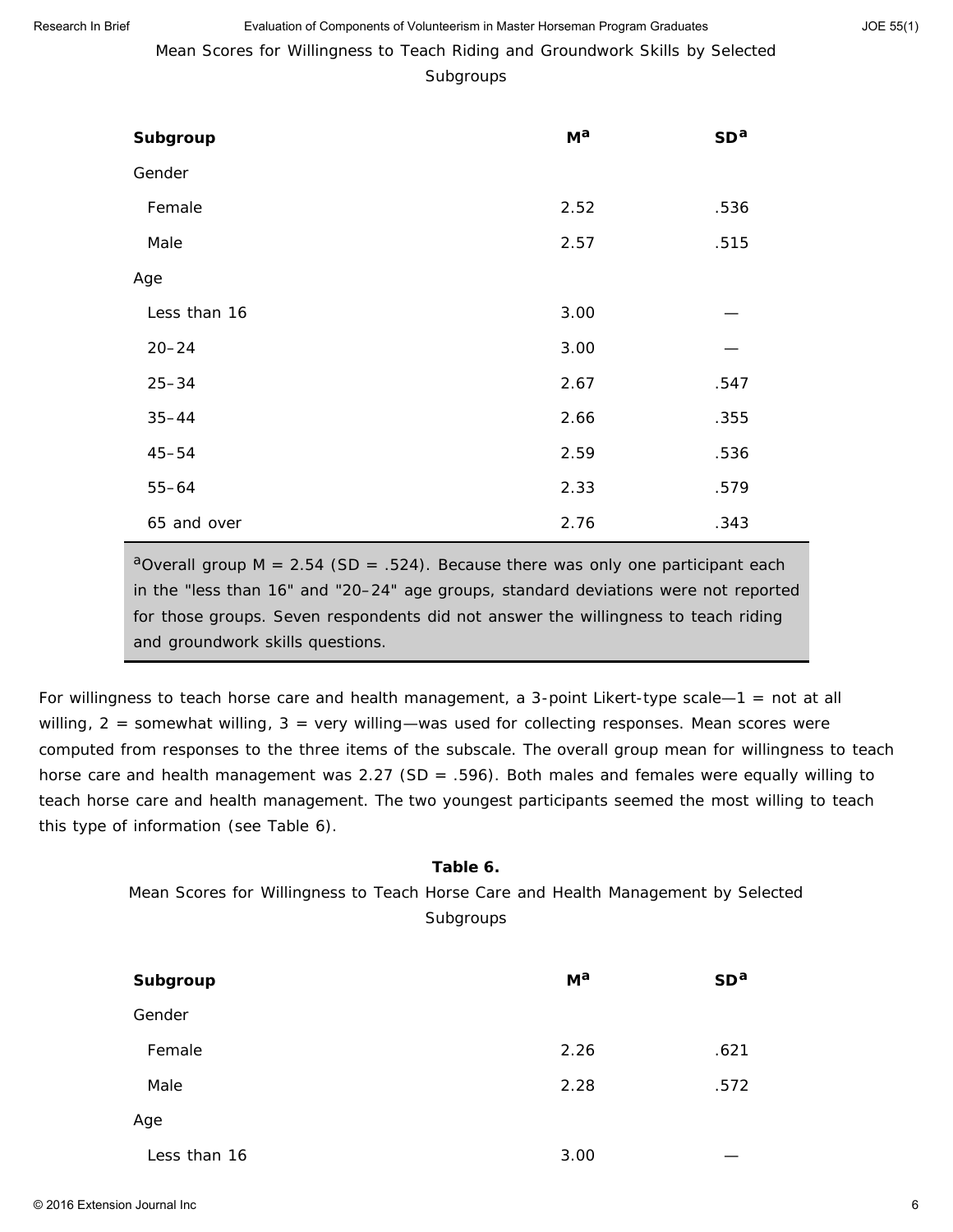Mean Scores for Willingness to Teach Riding and Groundwork Skills by Selected Subgroups

| Subgroup | M[a] | SD[a] |
|---|---|---|
| Gender | | |
| Female | 2.52 | .536 |
| Male | 2.57 | .515 |
| Age | | |
| Less than 16 | 3.00 | — |
| 20–24 | 3.00 | — |
| 25–34 | 2.67 | .547 |
| 35–44 | 2.66 | .355 |
| 45–54 | 2.59 | .536 |
| 55–64 | 2.33 | .579 |
| 65 and over | 2.76 | .343 |

[a]Overall group M = 2.54 (SD = .524). Because there was only one participant each in the "less than 16" and "20–24" age groups, standard deviations were not reported for those groups. Seven respondents did not answer the willingness to teach riding and groundwork skills questions.

For willingness to teach horse care and health management, a 3-point Likert-type scale—1 = not at all willing, 2 = somewhat willing, 3 = very willing—was used for collecting responses. Mean scores were computed from responses to the three items of the subscale. The overall group mean for willingness to teach horse care and health management was 2.27 (SD = .596). Both males and females were equally willing to teach horse care and health management. The two youngest participants seemed the most willing to teach this type of information (see Table 6).

**Table 6.**
Mean Scores for Willingness to Teach Horse Care and Health Management by Selected Subgroups

| Subgroup | M[a] | SD[a] |
|---|---|---|
| Gender | | |
| Female | 2.26 | .621 |
| Male | 2.28 | .572 |
| Age | | |
| Less than 16 | 3.00 | — |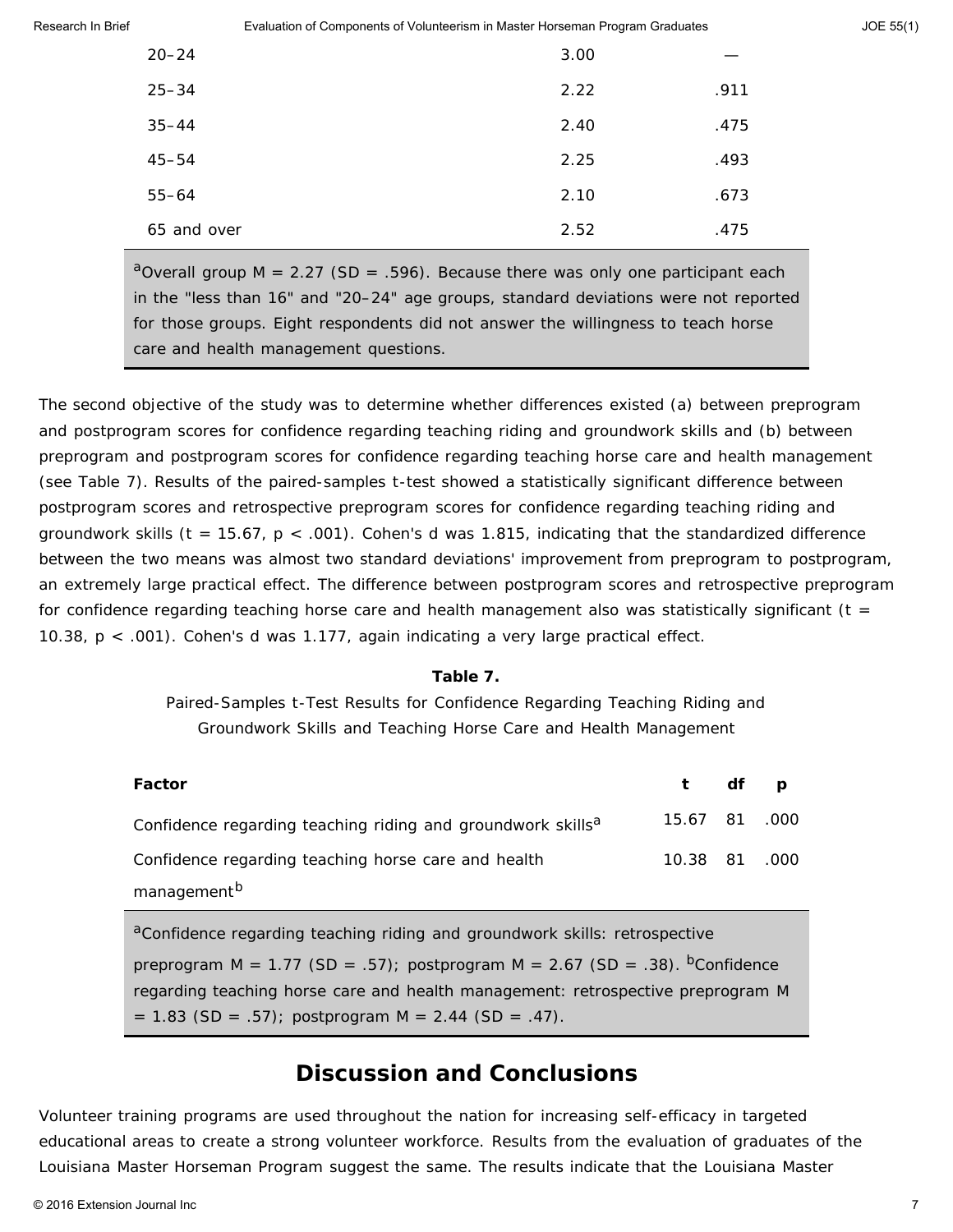| | | |
|---|---|---|
| 20–24 | 3.00 | — |
| 25–34 | 2.22 | .911 |
| 35–44 | 2.40 | .475 |
| 45–54 | 2.25 | .493 |
| 55–64 | 2.10 | .673 |
| 65 and over | 2.52 | .475 |

[a]Overall group M = 2.27 (SD = .596). Because there was only one participant each in the "less than 16" and "20–24" age groups, standard deviations were not reported for those groups. Eight respondents did not answer the willingness to teach horse care and health management questions.

The second objective of the study was to determine whether differences existed (a) between preprogram and postprogram scores for confidence regarding teaching riding and groundwork skills and (b) between preprogram and postprogram scores for confidence regarding teaching horse care and health management (see Table 7). Results of the paired-samples t-test showed a statistically significant difference between postprogram scores and retrospective preprogram scores for confidence regarding teaching riding and groundwork skills ($t = 15.67$, $p < .001$). Cohen's d was 1.815, indicating that the standardized difference between the two means was almost two standard deviations' improvement from preprogram to postprogram, an extremely large practical effect. The difference between postprogram scores and retrospective preprogram for confidence regarding teaching horse care and health management also was statistically significant ($t = 10.38$, $p < .001$). Cohen's d was 1.177, again indicating a very large practical effect.

**Table 7.**

Paired-Samples t-Test Results for Confidence Regarding Teaching Riding and Groundwork Skills and Teaching Horse Care and Health Management

| Factor | t | df | p |
|---|---|---|---|
| Confidence regarding teaching riding and groundwork skills[a] | 15.67 | 81 | .000 |
| Confidence regarding teaching horse care and health management[b] | 10.38 | 81 | .000 |

[a]Confidence regarding teaching riding and groundwork skills: retrospective preprogram M = 1.77 (SD = .57); postprogram M = 2.67 (SD = .38). [b]Confidence regarding teaching horse care and health management: retrospective preprogram M = 1.83 (SD = .57); postprogram M = 2.44 (SD = .47).

## Discussion and Conclusions

Volunteer training programs are used throughout the nation for increasing self-efficacy in targeted educational areas to create a strong volunteer workforce. Results from the evaluation of graduates of the Louisiana Master Horseman Program suggest the same. The results indicate that the Louisiana Master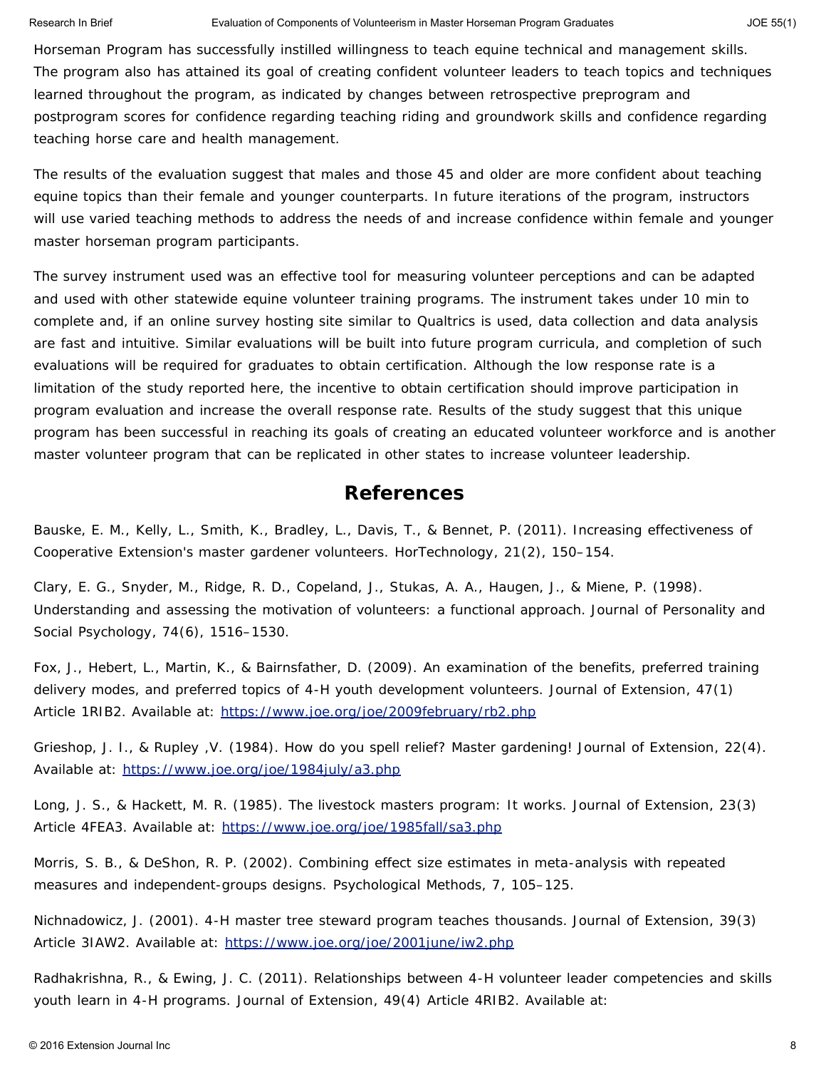Horseman Program has successfully instilled willingness to teach equine technical and management skills. The program also has attained its goal of creating confident volunteer leaders to teach topics and techniques learned throughout the program, as indicated by changes between retrospective preprogram and postprogram scores for confidence regarding teaching riding and groundwork skills and confidence regarding teaching horse care and health management.

The results of the evaluation suggest that males and those 45 and older are more confident about teaching equine topics than their female and younger counterparts. In future iterations of the program, instructors will use varied teaching methods to address the needs of and increase confidence within female and younger master horseman program participants.

The survey instrument used was an effective tool for measuring volunteer perceptions and can be adapted and used with other statewide equine volunteer training programs. The instrument takes under 10 min to complete and, if an online survey hosting site similar to Qualtrics is used, data collection and data analysis are fast and intuitive. Similar evaluations will be built into future program curricula, and completion of such evaluations will be required for graduates to obtain certification. Although the low response rate is a limitation of the study reported here, the incentive to obtain certification should improve participation in program evaluation and increase the overall response rate. Results of the study suggest that this unique program has been successful in reaching its goals of creating an educated volunteer workforce and is another master volunteer program that can be replicated in other states to increase volunteer leadership.

## References

Bauske, E. M., Kelly, L., Smith, K., Bradley, L., Davis, T., & Bennet, P. (2011). Increasing effectiveness of Cooperative Extension's master gardener volunteers. HorTechnology, 21(2), 150–154.

Clary, E. G., Snyder, M., Ridge, R. D., Copeland, J., Stukas, A. A., Haugen, J., & Miene, P. (1998). Understanding and assessing the motivation of volunteers: a functional approach. Journal of Personality and Social Psychology, 74(6), 1516–1530.

Fox, J., Hebert, L., Martin, K., & Bairnsfather, D. (2009). An examination of the benefits, preferred training delivery modes, and preferred topics of 4-H youth development volunteers. Journal of Extension, 47(1) Article 1RIB2. Available at: https://www.joe.org/joe/2009february/rb2.php

Grieshop, J. I., & Rupley ,V. (1984). How do you spell relief? Master gardening! Journal of Extension, 22(4). Available at: https://www.joe.org/joe/1984july/a3.php

Long, J. S., & Hackett, M. R. (1985). The livestock masters program: It works. Journal of Extension, 23(3) Article 4FEA3. Available at: https://www.joe.org/joe/1985fall/sa3.php

Morris, S. B., & DeShon, R. P. (2002). Combining effect size estimates in meta-analysis with repeated measures and independent-groups designs. Psychological Methods, 7, 105–125.

Nichnadowicz, J. (2001). 4-H master tree steward program teaches thousands. Journal of Extension, 39(3) Article 3IAW2. Available at: https://www.joe.org/joe/2001june/iw2.php

Radhakrishna, R., & Ewing, J. C. (2011). Relationships between 4-H volunteer leader competencies and skills youth learn in 4-H programs. Journal of Extension, 49(4) Article 4RIB2. Available at: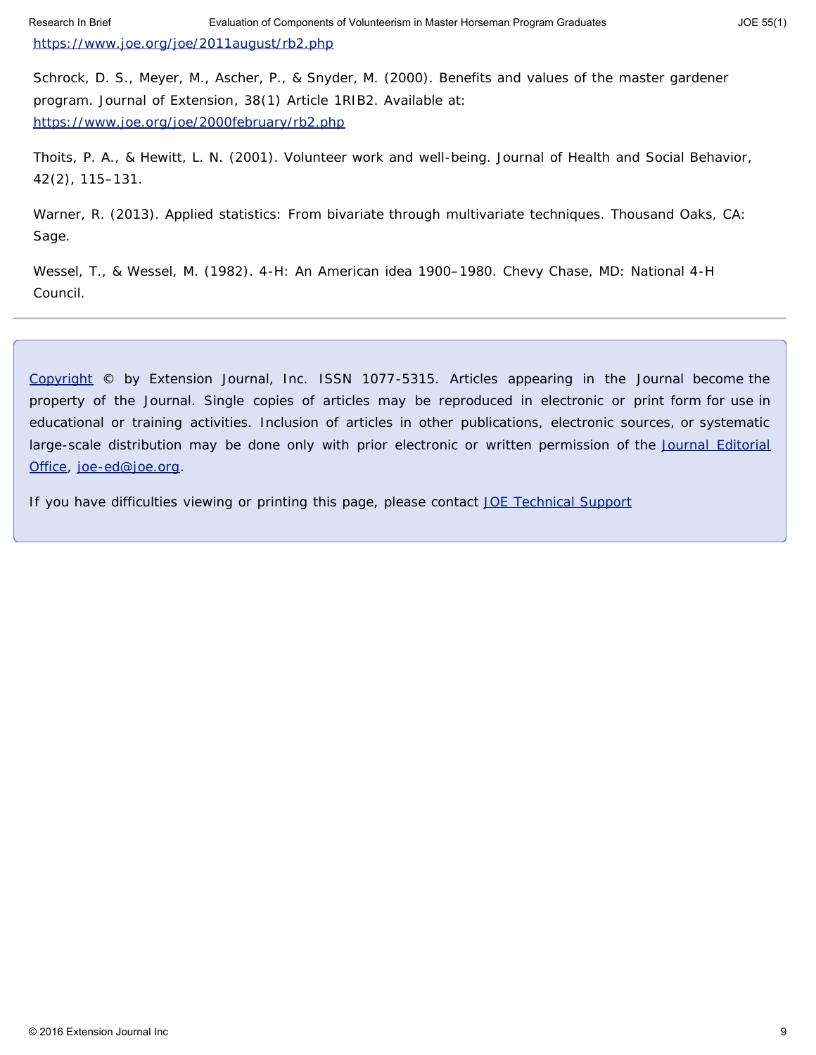https://www.joe.org/joe/2011august/rb2.php

Schrock, D. S., Meyer, M., Ascher, P., & Snyder, M. (2000). Benefits and values of the master gardener program. Journal of Extension, 38(1) Article 1RIB2. Available at: https://www.joe.org/joe/2000february/rb2.php

Thoits, P. A., & Hewitt, L. N. (2001). Volunteer work and well-being. Journal of Health and Social Behavior, 42(2), 115–131.

Warner, R. (2013). Applied statistics: From bivariate through multivariate techniques. Thousand Oaks, CA: Sage.

Wessel, T., & Wessel, M. (1982). 4-H: An American idea 1900–1980. Chevy Chase, MD: National 4-H Council.

---

Copyright © by Extension Journal, Inc. ISSN 1077-5315. Articles appearing in the Journal become the property of the Journal. Single copies of articles may be reproduced in electronic or print form for use in educational or training activities. Inclusion of articles in other publications, electronic sources, or systematic large-scale distribution may be done only with prior electronic or written permission of the Journal Editorial Office, joe-ed@joe.org.

If you have difficulties viewing or printing this page, please contact JOE Technical Support